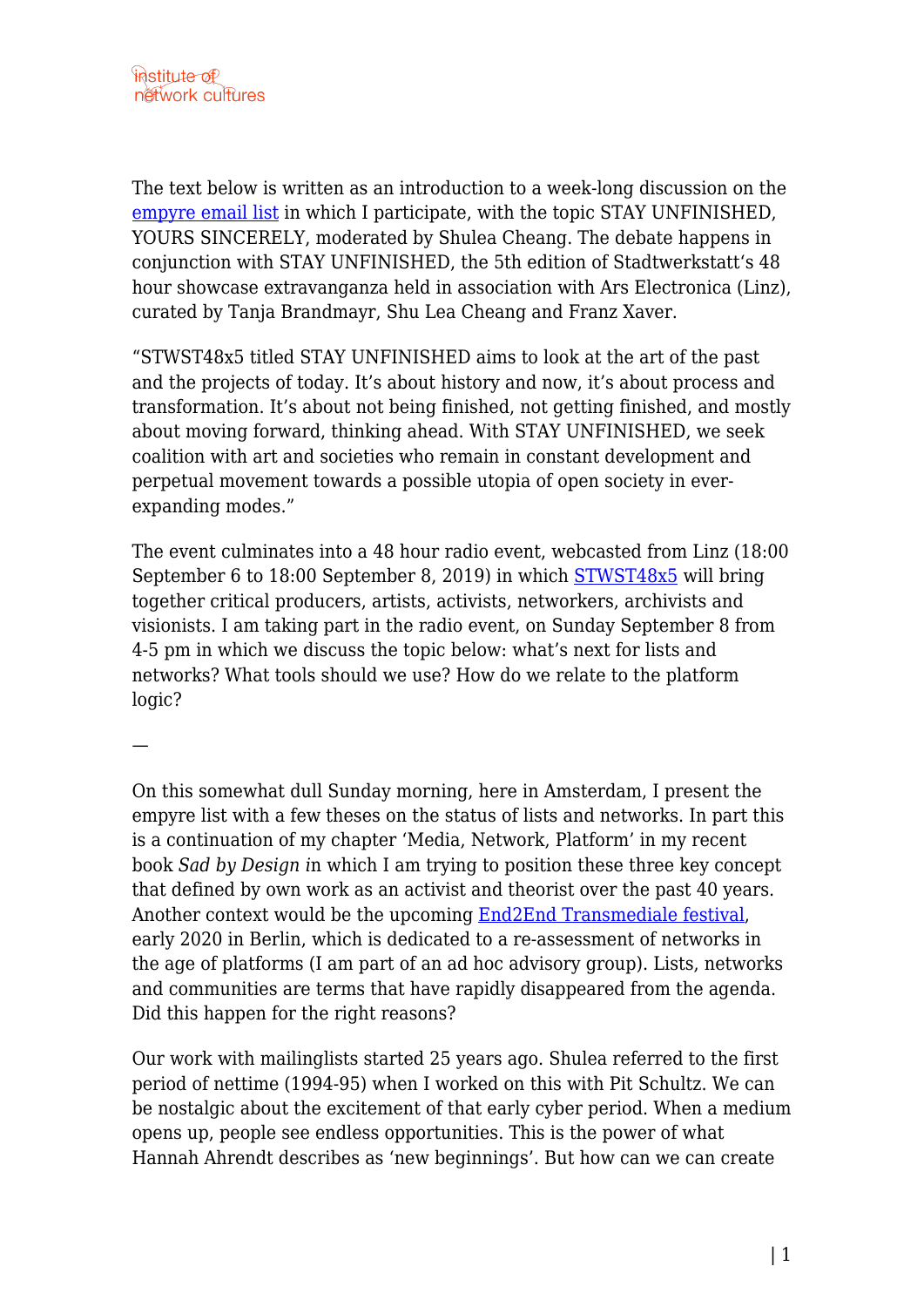The text below is written as an introduction to a week-long discussion on the [empyre email list](empyre email list) in which I participate, with the topic STAY UNFINISHED, YOURS SINCERELY, moderated by Shulea Cheang. The debate happens in conjunction with STAY UNFINISHED, the 5th edition of Stadtwerkstatt's 48 hour showcase extravanganza held in association with Ars Electronica (Linz), curated by Tanja Brandmayr, Shu Lea Cheang and Franz Xaver.

"STWST48x5 titled STAY UNFINISHED aims to look at the art of the past and the projects of today. It's about history and now, it's about process and transformation. It's about not being finished, not getting finished, and mostly about moving forward, thinking ahead. With STAY UNFINISHED, we seek coalition with art and societies who remain in constant development and perpetual movement towards a possible utopia of open society in ever-expanding modes."

The event culminates into a 48 hour radio event, webcasted from Linz (18:00 September 6 to 18:00 September 8, 2019) in which STWST48x5 will bring together critical producers, artists, activists, networkers, archivists and visionists. I am taking part in the radio event, on Sunday September 8 from 4-5 pm in which we discuss the topic below: what's next for lists and networks? What tools should we use? How do we relate to the platform logic?

—

On this somewhat dull Sunday morning, here in Amsterdam, I present the empyre list with a few theses on the status of lists and networks. In part this is a continuation of my chapter 'Media, Network, Platform' in my recent book *Sad by Design* in which I am trying to position these three key concept that defined by own work as an activist and theorist over the past 40 years. Another context would be the upcoming End2End Transmediale festival, early 2020 in Berlin, which is dedicated to a re-assessment of networks in the age of platforms (I am part of an ad hoc advisory group). Lists, networks and communities are terms that have rapidly disappeared from the agenda. Did this happen for the right reasons?

Our work with mailinglists started 25 years ago. Shulea referred to the first period of nettime (1994-95) when I worked on this with Pit Schultz. We can be nostalgic about the excitement of that early cyber period. When a medium opens up, people see endless opportunities. This is the power of what Hannah Ahrendt describes as 'new beginnings'. But how can we can create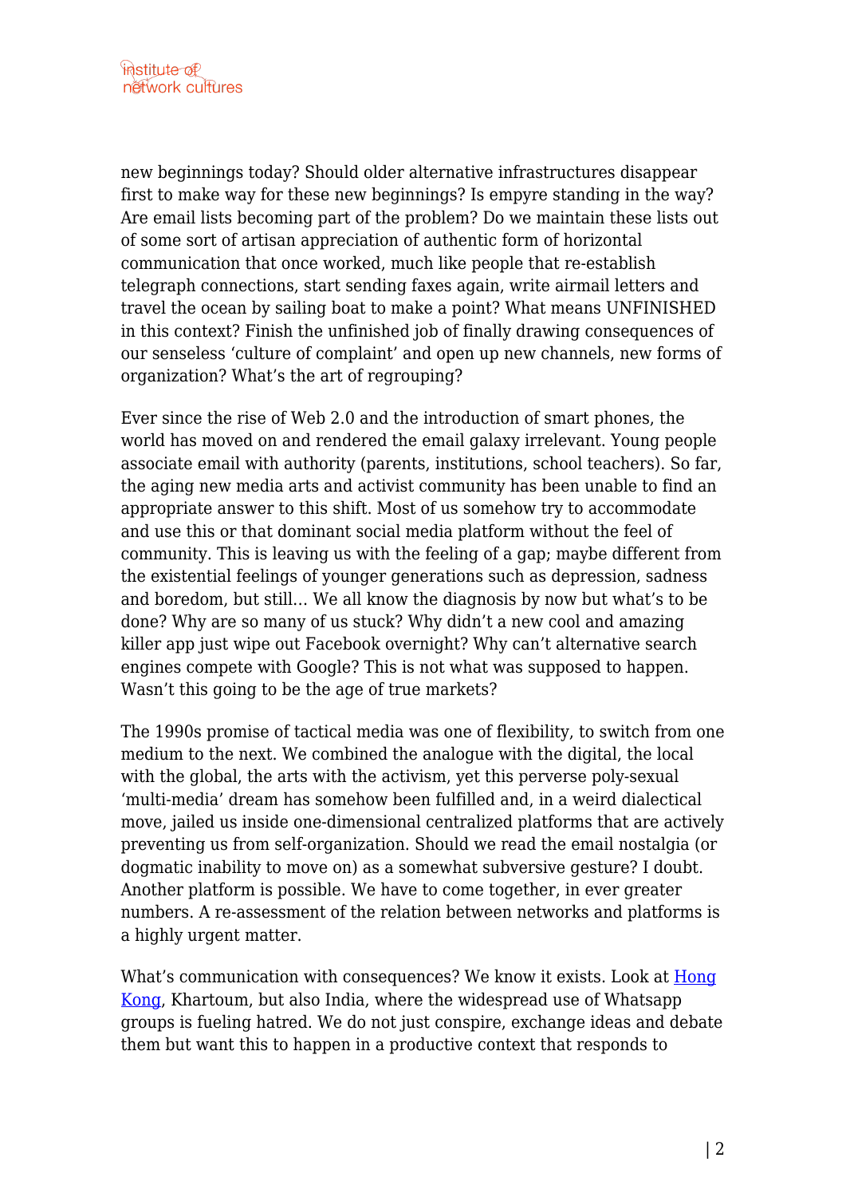new beginnings today? Should older alternative infrastructures disappear first to make way for these new beginnings? Is empyre standing in the way? Are email lists becoming part of the problem? Do we maintain these lists out of some sort of artisan appreciation of authentic form of horizontal communication that once worked, much like people that re-establish telegraph connections, start sending faxes again, write airmail letters and travel the ocean by sailing boat to make a point? What means UNFINISHED in this context? Finish the unfinished job of finally drawing consequences of our senseless 'culture of complaint' and open up new channels, new forms of organization? What's the art of regrouping?

Ever since the rise of Web 2.0 and the introduction of smart phones, the world has moved on and rendered the email galaxy irrelevant. Young people associate email with authority (parents, institutions, school teachers). So far, the aging new media arts and activist community has been unable to find an appropriate answer to this shift. Most of us somehow try to accommodate and use this or that dominant social media platform without the feel of community. This is leaving us with the feeling of a gap; maybe different from the existential feelings of younger generations such as depression, sadness and boredom, but still… We all know the diagnosis by now but what's to be done? Why are so many of us stuck? Why didn't a new cool and amazing killer app just wipe out Facebook overnight? Why can't alternative search engines compete with Google? This is not what was supposed to happen. Wasn't this going to be the age of true markets?

The 1990s promise of tactical media was one of flexibility, to switch from one medium to the next. We combined the analogue with the digital, the local with the global, the arts with the activism, yet this perverse poly-sexual 'multi-media' dream has somehow been fulfilled and, in a weird dialectical move, jailed us inside one-dimensional centralized platforms that are actively preventing us from self-organization. Should we read the email nostalgia (or dogmatic inability to move on) as a somewhat subversive gesture? I doubt. Another platform is possible. We have to come together, in ever greater numbers. A re-assessment of the relation between networks and platforms is a highly urgent matter.

What's communication with consequences? We know it exists. Look at Hong Kong, Khartoum, but also India, where the widespread use of Whatsapp groups is fueling hatred. We do not just conspire, exchange ideas and debate them but want this to happen in a productive context that responds to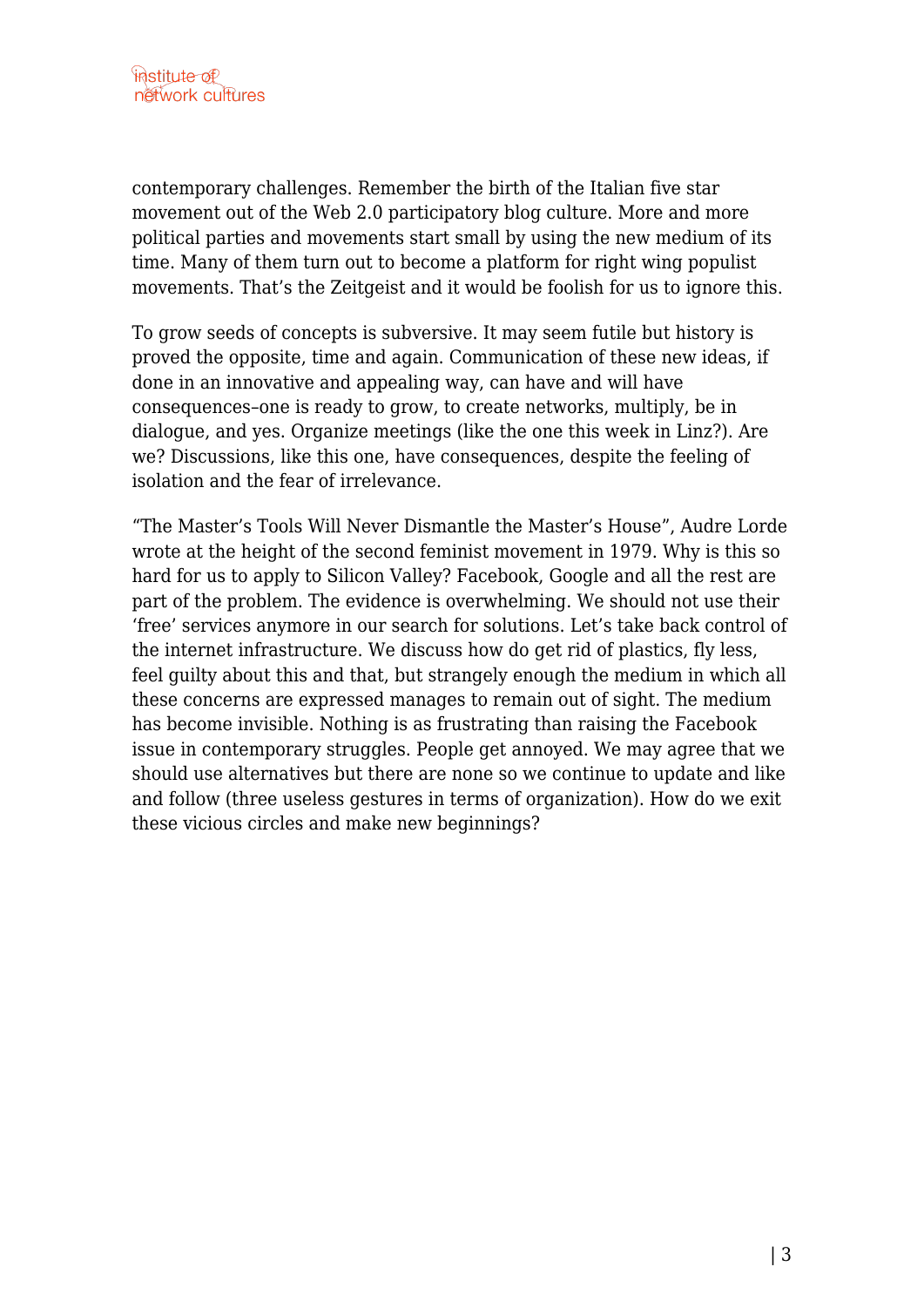contemporary challenges. Remember the birth of the Italian five star movement out of the Web 2.0 participatory blog culture. More and more political parties and movements start small by using the new medium of its time. Many of them turn out to become a platform for right wing populist movements. That's the Zeitgeist and it would be foolish for us to ignore this.

To grow seeds of concepts is subversive. It may seem futile but history is proved the opposite, time and again. Communication of these new ideas, if done in an innovative and appealing way, can have and will have consequences–one is ready to grow, to create networks, multiply, be in dialogue, and yes. Organize meetings (like the one this week in Linz?). Are we? Discussions, like this one, have consequences, despite the feeling of isolation and the fear of irrelevance.

"The Master's Tools Will Never Dismantle the Master's House", Audre Lorde wrote at the height of the second feminist movement in 1979. Why is this so hard for us to apply to Silicon Valley? Facebook, Google and all the rest are part of the problem. The evidence is overwhelming. We should not use their 'free' services anymore in our search for solutions. Let's take back control of the internet infrastructure. We discuss how do get rid of plastics, fly less, feel guilty about this and that, but strangely enough the medium in which all these concerns are expressed manages to remain out of sight. The medium has become invisible. Nothing is as frustrating than raising the Facebook issue in contemporary struggles. People get annoyed. We may agree that we should use alternatives but there are none so we continue to update and like and follow (three useless gestures in terms of organization). How do we exit these vicious circles and make new beginnings?